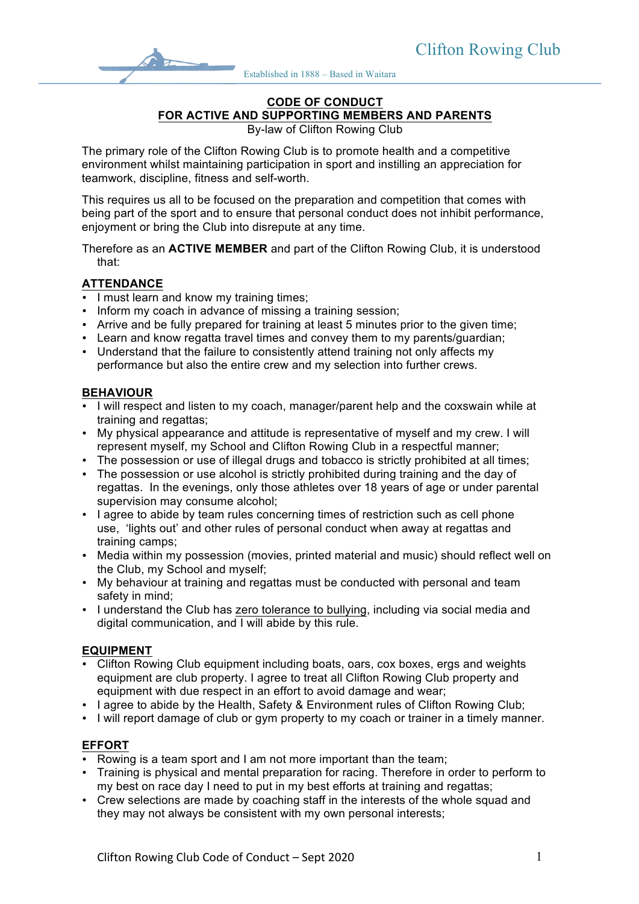Clifton Rowing Club

Established in 1888 – Based in Waitara

# CODE OF CONDUCT
## FOR ACTIVE AND SUPPORTING MEMBERS AND PARENTS

By-law of Clifton Rowing Club

The primary role of the Clifton Rowing Club is to promote health and a competitive environment whilst maintaining participation in sport and instilling an appreciation for teamwork, discipline, fitness and self-worth.

This requires us all to be focused on the preparation and competition that comes with being part of the sport and to ensure that personal conduct does not inhibit performance, enjoyment or bring the Club into disrepute at any time.

Therefore as an **ACTIVE MEMBER** and part of the Clifton Rowing Club, it is understood that:

### ATTENDANCE

- I must learn and know my training times;
- Inform my coach in advance of missing a training session;
- Arrive and be fully prepared for training at least 5 minutes prior to the given time;
- Learn and know regatta travel times and convey them to my parents/guardian;
- Understand that the failure to consistently attend training not only affects my performance but also the entire crew and my selection into further crews.

### BEHAVIOUR

- I will respect and listen to my coach, manager/parent help and the coxswain while at training and regattas;
- My physical appearance and attitude is representative of myself and my crew. I will represent myself, my School and Clifton Rowing Club in a respectful manner;
- The possession or use of illegal drugs and tobacco is strictly prohibited at all times;
- The possession or use alcohol is strictly prohibited during training and the day of regattas. In the evenings, only those athletes over 18 years of age or under parental supervision may consume alcohol;
- I agree to abide by team rules concerning times of restriction such as cell phone use, 'lights out' and other rules of personal conduct when away at regattas and training camps;
- Media within my possession (movies, printed material and music) should reflect well on the Club, my School and myself;
- My behaviour at training and regattas must be conducted with personal and team safety in mind;
- I understand the Club has zero tolerance to bullying, including via social media and digital communication, and I will abide by this rule.

### EQUIPMENT

- Clifton Rowing Club equipment including boats, oars, cox boxes, ergs and weights equipment are club property. I agree to treat all Clifton Rowing Club property and equipment with due respect in an effort to avoid damage and wear;
- I agree to abide by the Health, Safety & Environment rules of Clifton Rowing Club;
- I will report damage of club or gym property to my coach or trainer in a timely manner.

### EFFORT

- Rowing is a team sport and I am not more important than the team;
- Training is physical and mental preparation for racing. Therefore in order to perform to my best on race day I need to put in my best efforts at training and regattas;
- Crew selections are made by coaching staff in the interests of the whole squad and they may not always be consistent with my own personal interests;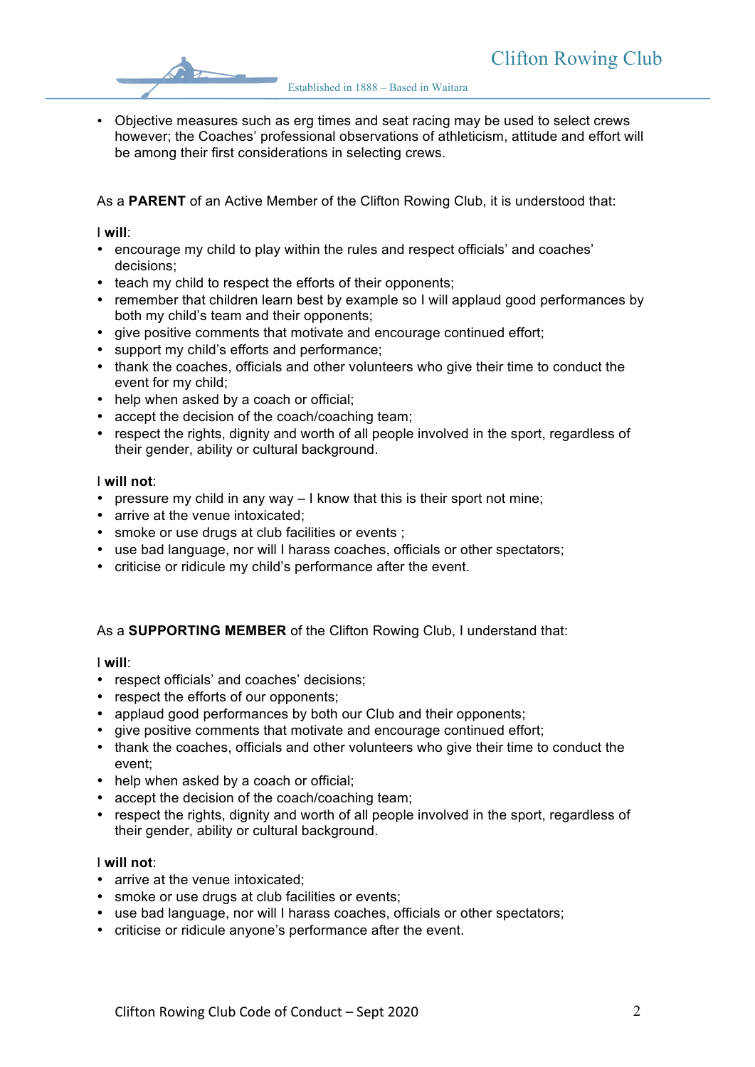- Objective measures such as erg times and seat racing may be used to select crews however; the Coaches' professional observations of athleticism, attitude and effort will be among their first considerations in selecting crews.

As a **PARENT** of an Active Member of the Clifton Rowing Club, it is understood that:

I **will**:

- encourage my child to play within the rules and respect officials' and coaches' decisions;
- teach my child to respect the efforts of their opponents;
- remember that children learn best by example so I will applaud good performances by both my child's team and their opponents;
- give positive comments that motivate and encourage continued effort;
- support my child's efforts and performance;
- thank the coaches, officials and other volunteers who give their time to conduct the event for my child;
- help when asked by a coach or official;
- accept the decision of the coach/coaching team;
- respect the rights, dignity and worth of all people involved in the sport, regardless of their gender, ability or cultural background.

I **will not**:

- pressure my child in any way – I know that this is their sport not mine;
- arrive at the venue intoxicated;
- smoke or use drugs at club facilities or events ;
- use bad language, nor will I harass coaches, officials or other spectators;
- criticise or ridicule my child's performance after the event.

As a **SUPPORTING MEMBER** of the Clifton Rowing Club, I understand that:

I **will**:

- respect officials' and coaches' decisions;
- respect the efforts of our opponents;
- applaud good performances by both our Club and their opponents;
- give positive comments that motivate and encourage continued effort;
- thank the coaches, officials and other volunteers who give their time to conduct the event;
- help when asked by a coach or official;
- accept the decision of the coach/coaching team;
- respect the rights, dignity and worth of all people involved in the sport, regardless of their gender, ability or cultural background.

I **will not**:

- arrive at the venue intoxicated;
- smoke or use drugs at club facilities or events;
- use bad language, nor will I harass coaches, officials or other spectators;
- criticise or ridicule anyone's performance after the event.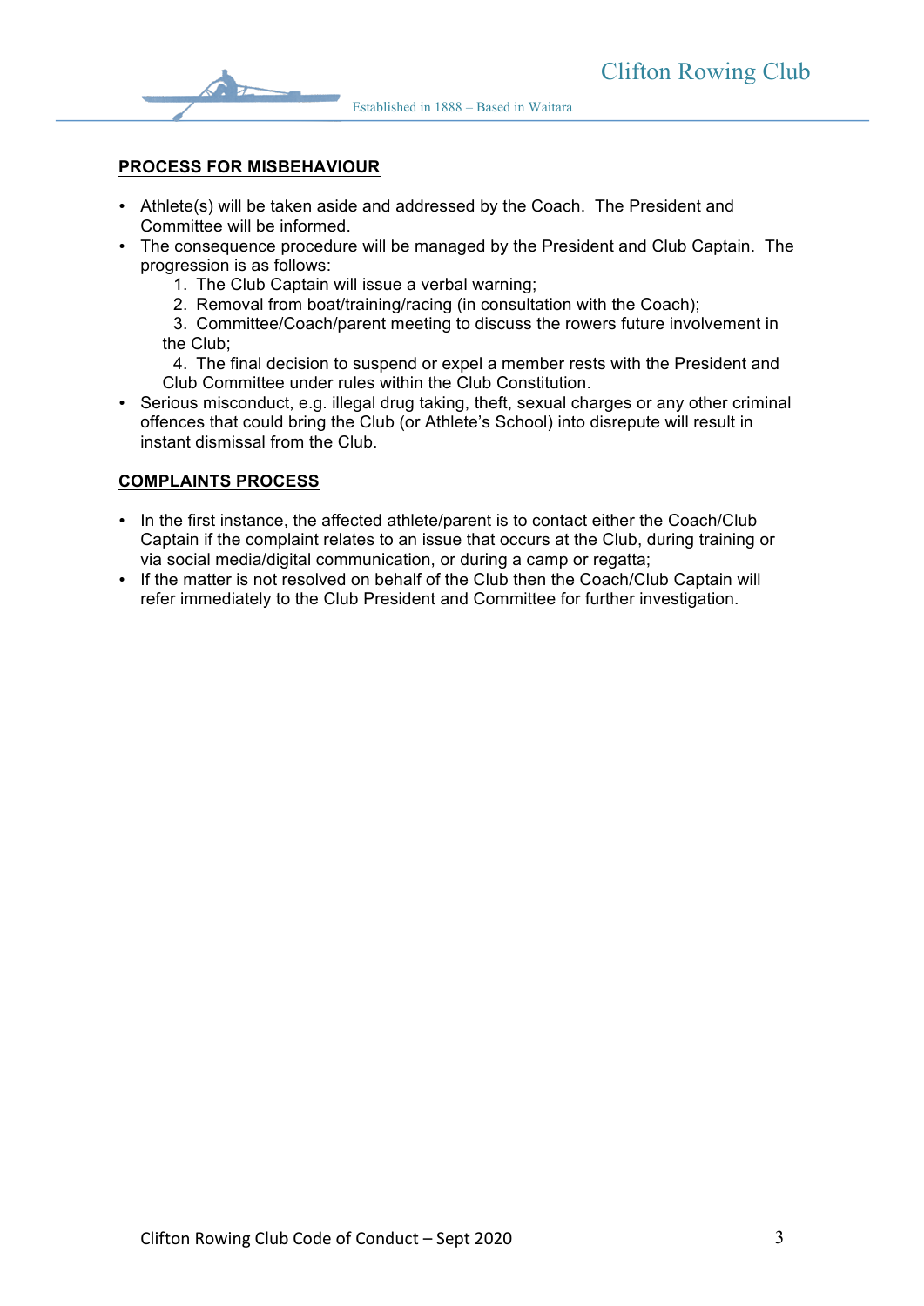## PROCESS FOR MISBEHAVIOUR

- Athlete(s) will be taken aside and addressed by the Coach. The President and Committee will be informed.
- The consequence procedure will be managed by the President and Club Captain. The progression is as follows:
  1. The Club Captain will issue a verbal warning;
  2. Removal from boat/training/racing (in consultation with the Coach);
  3. Committee/Coach/parent meeting to discuss the rowers future involvement in the Club;
  4. The final decision to suspend or expel a member rests with the President and Club Committee under rules within the Club Constitution.
- Serious misconduct, e.g. illegal drug taking, theft, sexual charges or any other criminal offences that could bring the Club (or Athlete's School) into disrepute will result in instant dismissal from the Club.

## COMPLAINTS PROCESS

- In the first instance, the affected athlete/parent is to contact either the Coach/Club Captain if the complaint relates to an issue that occurs at the Club, during training or via social media/digital communication, or during a camp or regatta;
- If the matter is not resolved on behalf of the Club then the Coach/Club Captain will refer immediately to the Club President and Committee for further investigation.